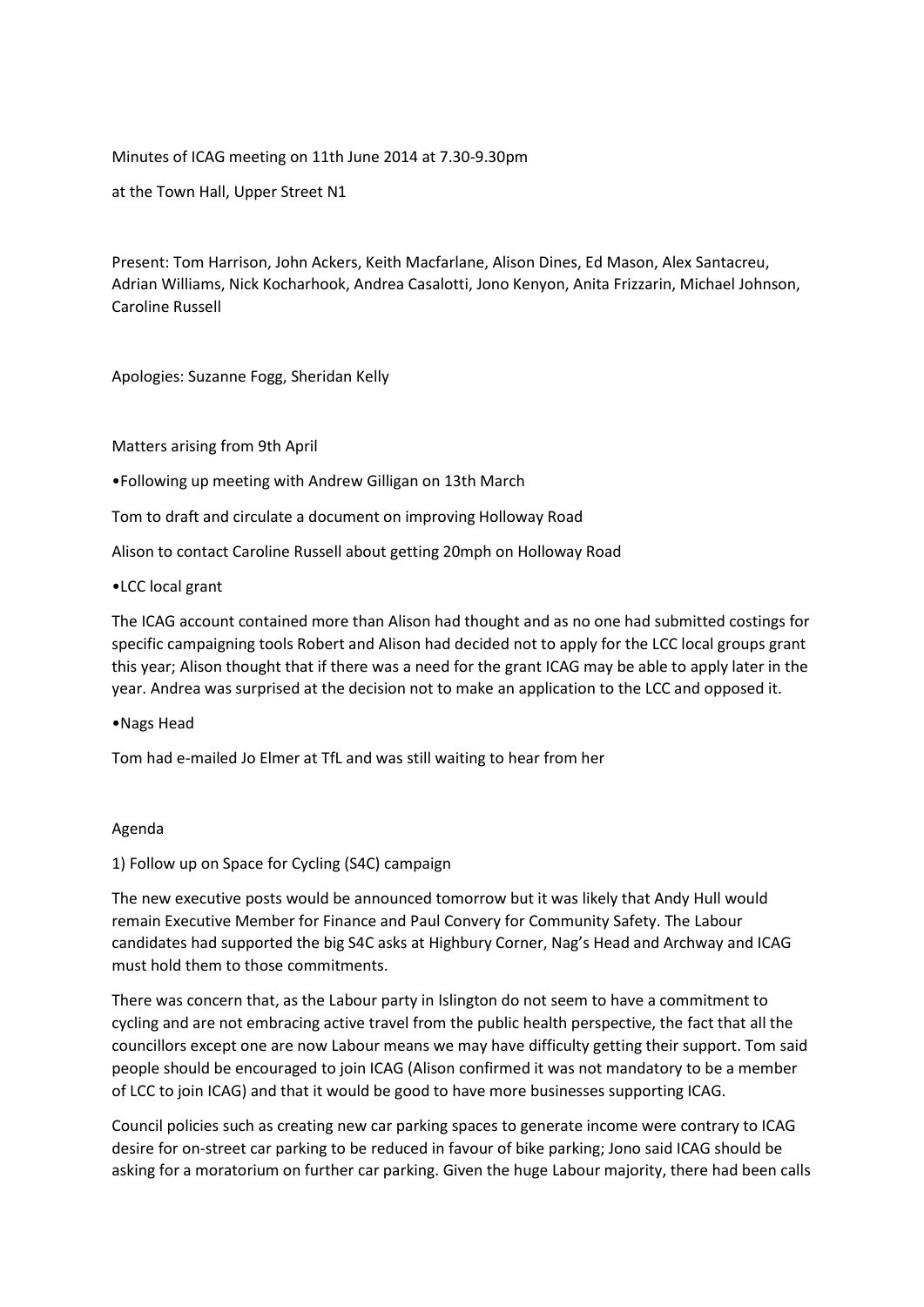Minutes of ICAG meeting on 11th June 2014 at 7.30-9.30pm

at the Town Hall, Upper Street N1

Present: Tom Harrison, John Ackers, Keith Macfarlane, Alison Dines, Ed Mason, Alex Santacreu, Adrian Williams, Nick Kocharhook, Andrea Casalotti, Jono Kenyon, Anita Frizzarin, Michael Johnson, Caroline Russell

Apologies: Suzanne Fogg, Sheridan Kelly

Matters arising from 9th April

- Following up meeting with Andrew Gilligan on 13th March

Tom to draft and circulate a document on improving Holloway Road

Alison to contact Caroline Russell about getting 20mph on Holloway Road

- LCC local grant

The ICAG account contained more than Alison had thought and as no one had submitted costings for specific campaigning tools Robert and Alison had decided not to apply for the LCC local groups grant this year; Alison thought that if there was a need for the grant ICAG may be able to apply later in the year. Andrea was surprised at the decision not to make an application to the LCC and opposed it.

- Nags Head

Tom had e-mailed Jo Elmer at TfL and was still waiting to hear from her

Agenda

1) Follow up on Space for Cycling (S4C) campaign

The new executive posts would be announced tomorrow but it was likely that Andy Hull would remain Executive Member for Finance and Paul Convery for Community Safety. The Labour candidates had supported the big S4C asks at Highbury Corner, Nag's Head and Archway and ICAG must hold them to those commitments.

There was concern that, as the Labour party in Islington do not seem to have a commitment to cycling and are not embracing active travel from the public health perspective, the fact that all the councillors except one are now Labour means we may have difficulty getting their support. Tom said people should be encouraged to join ICAG (Alison confirmed it was not mandatory to be a member of LCC to join ICAG) and that it would be good to have more businesses supporting ICAG.

Council policies such as creating new car parking spaces to generate income were contrary to ICAG desire for on-street car parking to be reduced in favour of bike parking; Jono said ICAG should be asking for a moratorium on further car parking. Given the huge Labour majority, there had been calls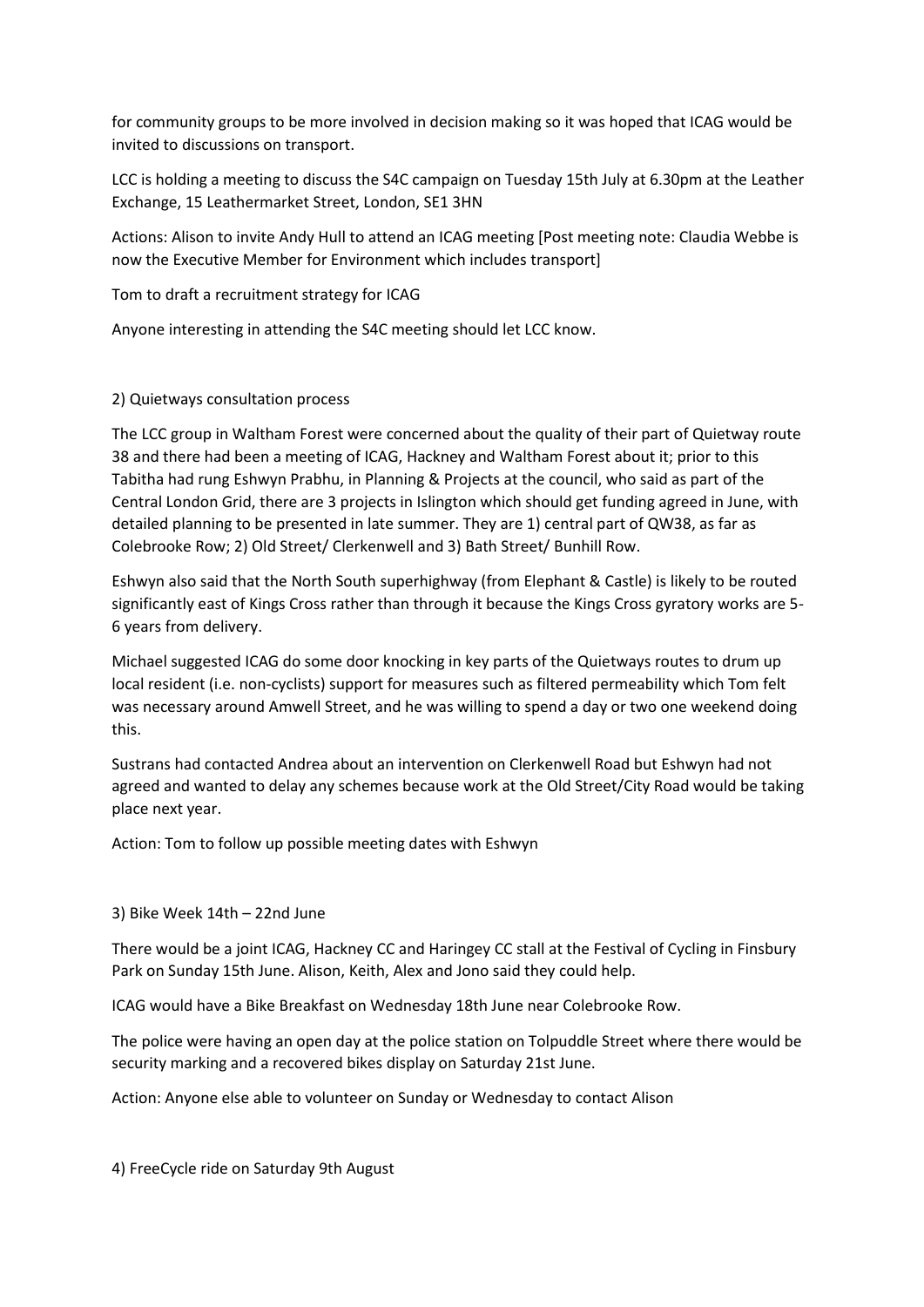for community groups to be more involved in decision making so it was hoped that ICAG would be invited to discussions on transport.

LCC is holding a meeting to discuss the S4C campaign on Tuesday 15th July at 6.30pm at the Leather Exchange, 15 Leathermarket Street, London, SE1 3HN

Actions: Alison to invite Andy Hull to attend an ICAG meeting [Post meeting note: Claudia Webbe is now the Executive Member for Environment which includes transport]

Tom to draft a recruitment strategy for ICAG

Anyone interesting in attending the S4C meeting should let LCC know.

2) Quietways consultation process

The LCC group in Waltham Forest were concerned about the quality of their part of Quietway route 38 and there had been a meeting of ICAG, Hackney and Waltham Forest about it; prior to this Tabitha had rung Eshwyn Prabhu, in Planning & Projects at the council, who said as part of the Central London Grid, there are 3 projects in Islington which should get funding agreed in June, with detailed planning to be presented in late summer. They are 1) central part of QW38, as far as Colebrooke Row; 2) Old Street/ Clerkenwell and 3) Bath Street/ Bunhill Row.

Eshwyn also said that the North South superhighway (from Elephant & Castle) is likely to be routed significantly east of Kings Cross rather than through it because the Kings Cross gyratory works are 5-6 years from delivery.

Michael suggested ICAG do some door knocking in key parts of the Quietways routes to drum up local resident (i.e. non-cyclists) support for measures such as filtered permeability which Tom felt was necessary around Amwell Street, and he was willing to spend a day or two one weekend doing this.

Sustrans had contacted Andrea about an intervention on Clerkenwell Road but Eshwyn had not agreed and wanted to delay any schemes because work at the Old Street/City Road would be taking place next year.

Action: Tom to follow up possible meeting dates with Eshwyn

3) Bike Week 14th – 22nd June

There would be a joint ICAG, Hackney CC and Haringey CC stall at the Festival of Cycling in Finsbury Park on Sunday 15th June. Alison, Keith, Alex and Jono said they could help.

ICAG would have a Bike Breakfast on Wednesday 18th June near Colebrooke Row.

The police were having an open day at the police station on Tolpuddle Street where there would be security marking and a recovered bikes display on Saturday 21st June.

Action: Anyone else able to volunteer on Sunday or Wednesday to contact Alison

4) FreeCycle ride on Saturday 9th August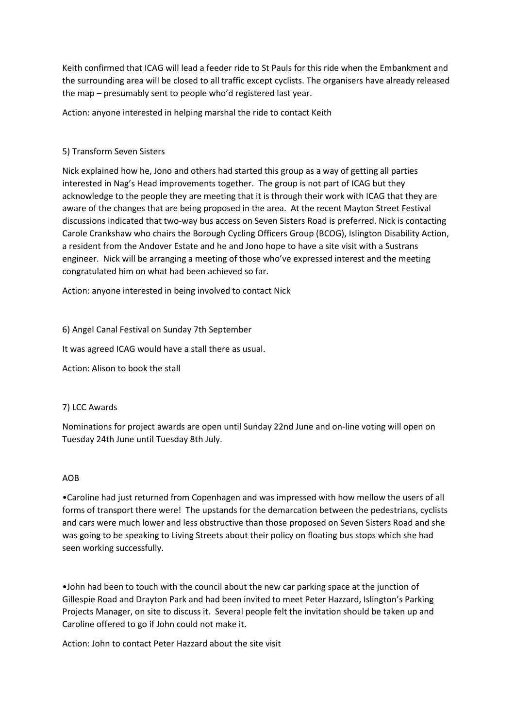Keith confirmed that ICAG will lead a feeder ride to St Pauls for this ride when the Embankment and the surrounding area will be closed to all traffic except cyclists. The organisers have already released the map – presumably sent to people who'd registered last year.

Action: anyone interested in helping marshal the ride to contact Keith

5) Transform Seven Sisters

Nick explained how he, Jono and others had started this group as a way of getting all parties interested in Nag's Head improvements together. The group is not part of ICAG but they acknowledge to the people they are meeting that it is through their work with ICAG that they are aware of the changes that are being proposed in the area. At the recent Mayton Street Festival discussions indicated that two-way bus access on Seven Sisters Road is preferred. Nick is contacting Carole Crankshaw who chairs the Borough Cycling Officers Group (BCOG), Islington Disability Action, a resident from the Andover Estate and he and Jono hope to have a site visit with a Sustrans engineer. Nick will be arranging a meeting of those who've expressed interest and the meeting congratulated him on what had been achieved so far.

Action: anyone interested in being involved to contact Nick

6) Angel Canal Festival on Sunday 7th September

It was agreed ICAG would have a stall there as usual.

Action: Alison to book the stall

7) LCC Awards

Nominations for project awards are open until Sunday 22nd June and on-line voting will open on Tuesday 24th June until Tuesday 8th July.

AOB

- Caroline had just returned from Copenhagen and was impressed with how mellow the users of all forms of transport there were! The upstands for the demarcation between the pedestrians, cyclists and cars were much lower and less obstructive than those proposed on Seven Sisters Road and she was going to be speaking to Living Streets about their policy on floating bus stops which she had seen working successfully.

- John had been to touch with the council about the new car parking space at the junction of Gillespie Road and Drayton Park and had been invited to meet Peter Hazzard, Islington's Parking Projects Manager, on site to discuss it. Several people felt the invitation should be taken up and Caroline offered to go if John could not make it.

Action: John to contact Peter Hazzard about the site visit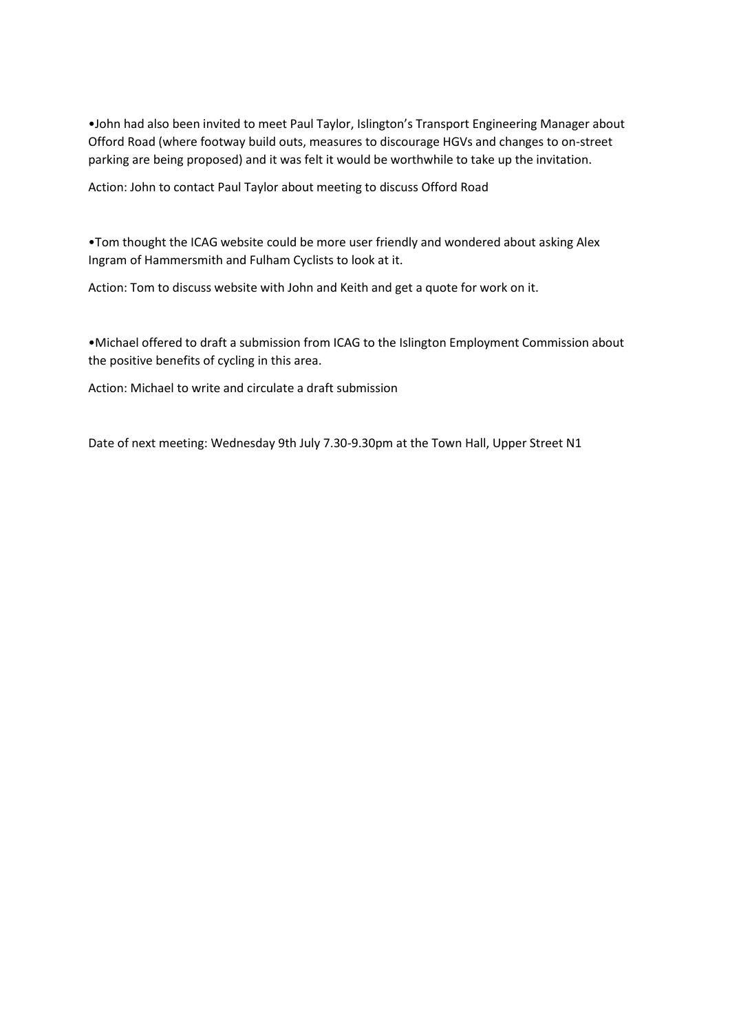•John had also been invited to meet Paul Taylor, Islington's Transport Engineering Manager about Offord Road (where footway build outs, measures to discourage HGVs and changes to on-street parking are being proposed) and it was felt it would be worthwhile to take up the invitation.

Action: John to contact Paul Taylor about meeting to discuss Offord Road

•Tom thought the ICAG website could be more user friendly and wondered about asking Alex Ingram of Hammersmith and Fulham Cyclists to look at it.

Action: Tom to discuss website with John and Keith and get a quote for work on it.

•Michael offered to draft a submission from ICAG to the Islington Employment Commission about the positive benefits of cycling in this area.

Action: Michael to write and circulate a draft submission

Date of next meeting: Wednesday 9th July 7.30-9.30pm at the Town Hall, Upper Street N1